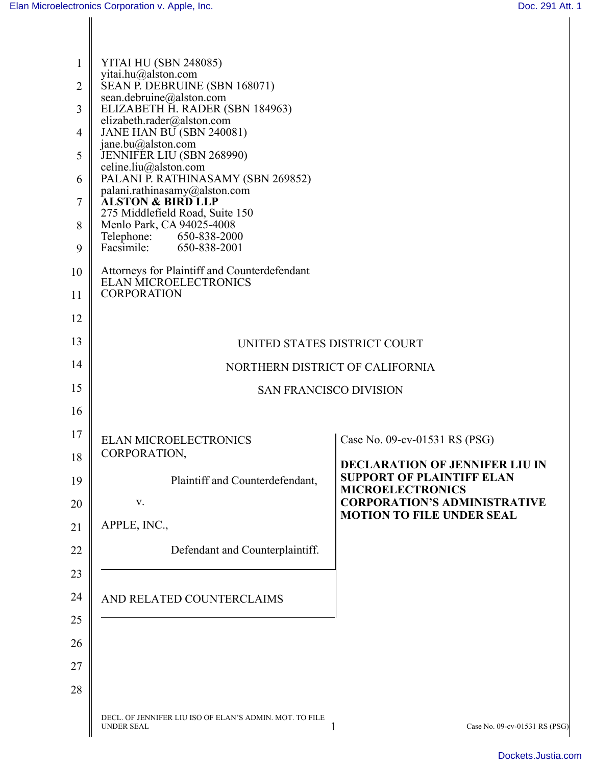YITAI HU (SBN 248085)
yitai.hu@alston.com
SEAN P. DEBRUINE (SBN 168071)
sean.debruine@alston.com
ELIZABETH H. RADER (SBN 184963)
elizabeth.rader@alston.com
JANE HAN BU (SBN 240081)
jane.bu@alston.com
JENNIFER LIU (SBN 268990)
celine.liu@alston.com
PALANI P. RATHINASAMY (SBN 269852)
palani.rathinasamy@alston.com
**ALSTON & BIRD LLP**
275 Middlefield Road, Suite 150
Menlo Park, CA 94025-4008
Telephone: 650-838-2000
Facsimile: 650-838-2001

Attorneys for Plaintiff and Counterdefendant
ELAN MICROELECTRONICS
CORPORATION

UNITED STATES DISTRICT COURT

NORTHERN DISTRICT OF CALIFORNIA

SAN FRANCISCO DIVISION

ELAN MICROELECTRONICS CORPORATION,

Plaintiff and Counterdefendant,

v.

APPLE, INC.,

Defendant and Counterplaintiff.

AND RELATED COUNTERCLAIMS

Case No. 09-cv-01531 RS (PSG)

**DECLARATION OF JENNIFER LIU IN SUPPORT OF PLAINTIFF ELAN MICROELECTRONICS CORPORATION'S ADMINISTRATIVE MOTION TO FILE UNDER SEAL**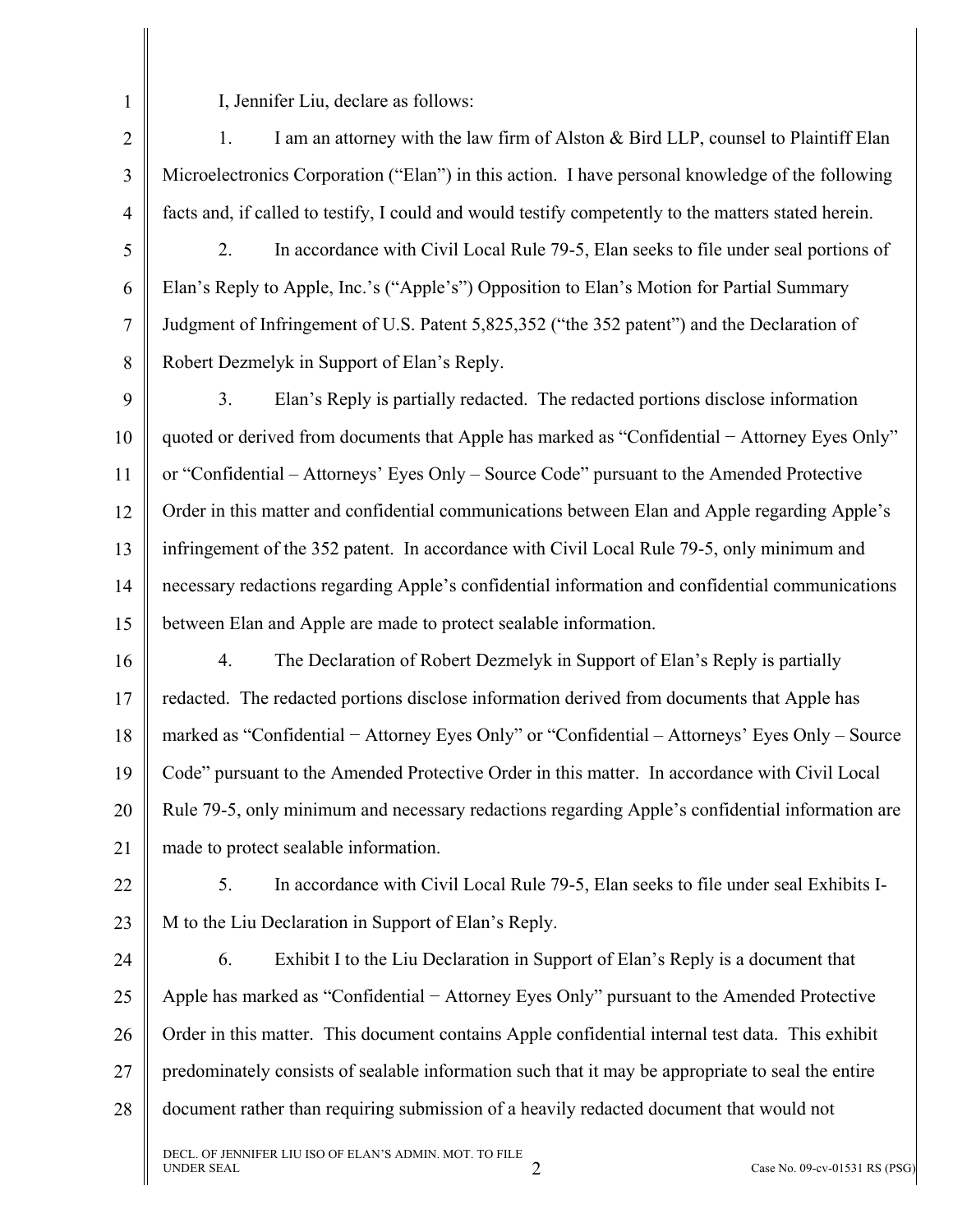I, Jennifer Liu, declare as follows:

1. I am an attorney with the law firm of Alston & Bird LLP, counsel to Plaintiff Elan Microelectronics Corporation ("Elan") in this action. I have personal knowledge of the following facts and, if called to testify, I could and would testify competently to the matters stated herein.

2. In accordance with Civil Local Rule 79-5, Elan seeks to file under seal portions of Elan's Reply to Apple, Inc.'s ("Apple's") Opposition to Elan's Motion for Partial Summary Judgment of Infringement of U.S. Patent 5,825,352 ("the 352 patent") and the Declaration of Robert Dezmelyk in Support of Elan's Reply.

3. Elan's Reply is partially redacted. The redacted portions disclose information quoted or derived from documents that Apple has marked as "Confidential − Attorney Eyes Only" or "Confidential – Attorneys' Eyes Only – Source Code" pursuant to the Amended Protective Order in this matter and confidential communications between Elan and Apple regarding Apple's infringement of the 352 patent. In accordance with Civil Local Rule 79-5, only minimum and necessary redactions regarding Apple's confidential information and confidential communications between Elan and Apple are made to protect sealable information.

4. The Declaration of Robert Dezmelyk in Support of Elan's Reply is partially redacted. The redacted portions disclose information derived from documents that Apple has marked as "Confidential − Attorney Eyes Only" or "Confidential – Attorneys' Eyes Only – Source Code" pursuant to the Amended Protective Order in this matter. In accordance with Civil Local Rule 79-5, only minimum and necessary redactions regarding Apple's confidential information are made to protect sealable information.

5. In accordance with Civil Local Rule 79-5, Elan seeks to file under seal Exhibits I-M to the Liu Declaration in Support of Elan's Reply.

6. Exhibit I to the Liu Declaration in Support of Elan's Reply is a document that Apple has marked as "Confidential − Attorney Eyes Only" pursuant to the Amended Protective Order in this matter. This document contains Apple confidential internal test data. This exhibit predominately consists of sealable information such that it may be appropriate to seal the entire document rather than requiring submission of a heavily redacted document that would not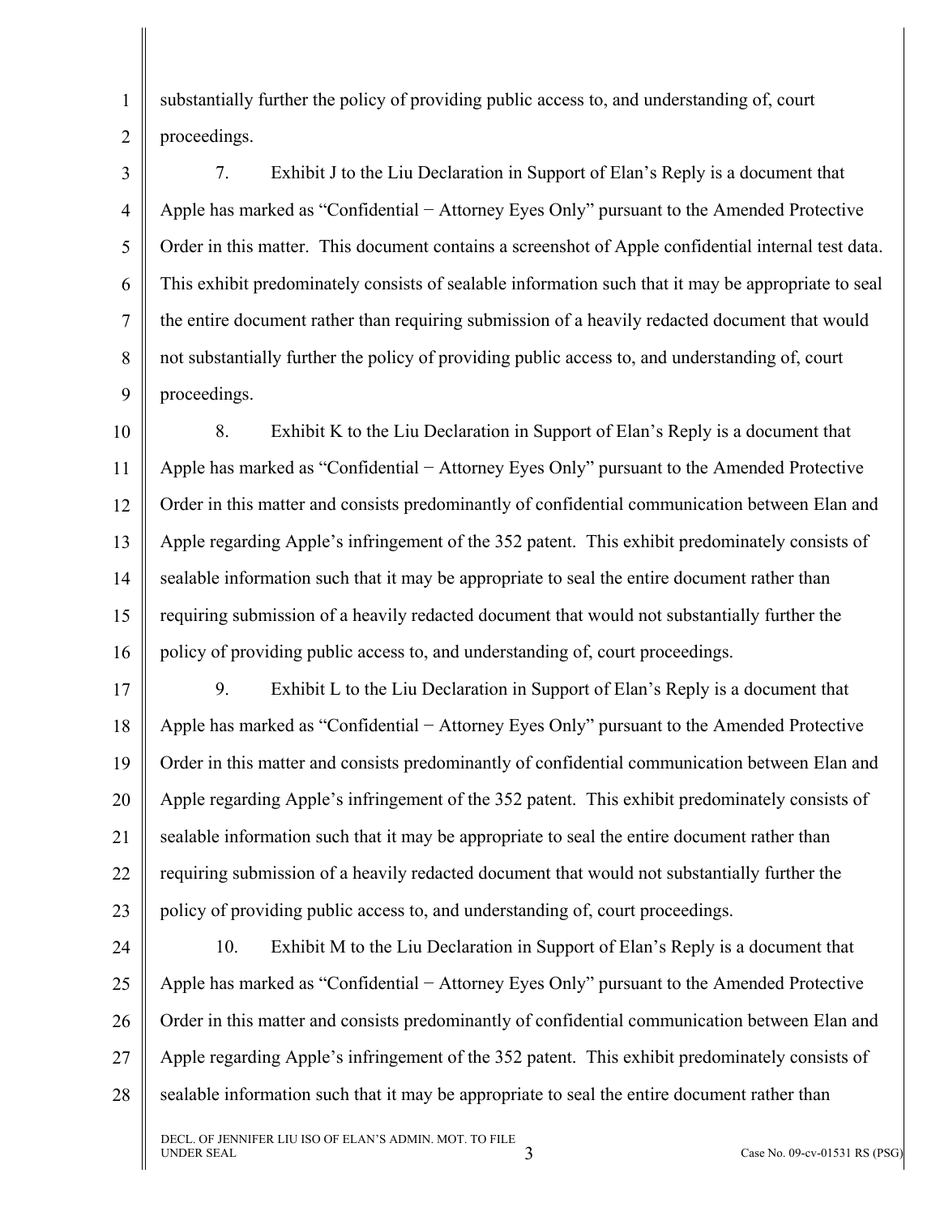substantially further the policy of providing public access to, and understanding of, court proceedings.

7. Exhibit J to the Liu Declaration in Support of Elan's Reply is a document that Apple has marked as "Confidential − Attorney Eyes Only" pursuant to the Amended Protective Order in this matter. This document contains a screenshot of Apple confidential internal test data. This exhibit predominately consists of sealable information such that it may be appropriate to seal the entire document rather than requiring submission of a heavily redacted document that would not substantially further the policy of providing public access to, and understanding of, court proceedings.

8. Exhibit K to the Liu Declaration in Support of Elan's Reply is a document that Apple has marked as "Confidential − Attorney Eyes Only" pursuant to the Amended Protective Order in this matter and consists predominantly of confidential communication between Elan and Apple regarding Apple's infringement of the 352 patent. This exhibit predominately consists of sealable information such that it may be appropriate to seal the entire document rather than requiring submission of a heavily redacted document that would not substantially further the policy of providing public access to, and understanding of, court proceedings.

9. Exhibit L to the Liu Declaration in Support of Elan's Reply is a document that Apple has marked as "Confidential − Attorney Eyes Only" pursuant to the Amended Protective Order in this matter and consists predominantly of confidential communication between Elan and Apple regarding Apple's infringement of the 352 patent. This exhibit predominately consists of sealable information such that it may be appropriate to seal the entire document rather than requiring submission of a heavily redacted document that would not substantially further the policy of providing public access to, and understanding of, court proceedings.

10. Exhibit M to the Liu Declaration in Support of Elan's Reply is a document that Apple has marked as "Confidential − Attorney Eyes Only" pursuant to the Amended Protective Order in this matter and consists predominantly of confidential communication between Elan and Apple regarding Apple's infringement of the 352 patent. This exhibit predominately consists of sealable information such that it may be appropriate to seal the entire document rather than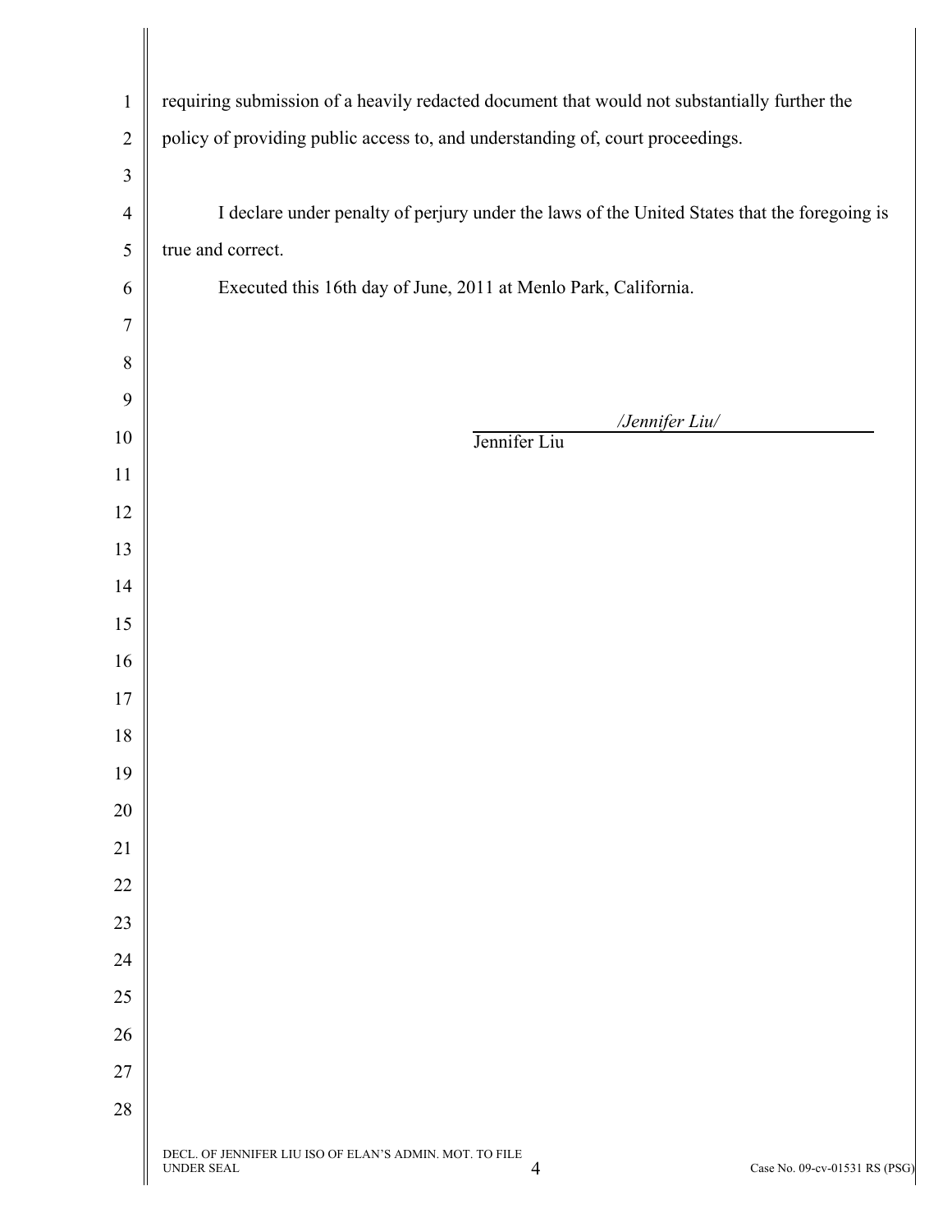requiring submission of a heavily redacted document that would not substantially further the policy of providing public access to, and understanding of, court proceedings.

I declare under penalty of perjury under the laws of the United States that the foregoing is true and correct.

Executed this 16th day of June, 2011 at Menlo Park, California.

*/Jennifer Liu/*

Jennifer Liu